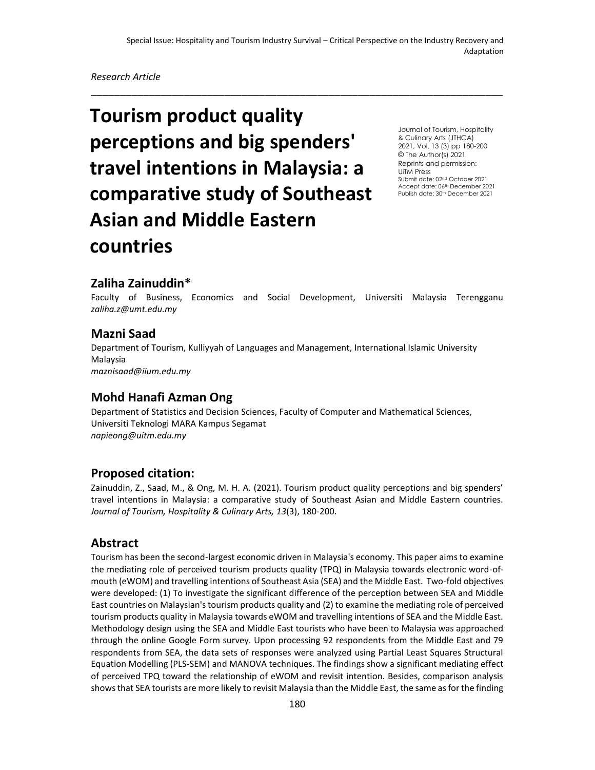*Research Article*

# Tourism product quality perceptions and big spenders' travel intentions in Malaysia: a comparative study of Southeast Asian and Middle Eastern countries

Journal of Tourism, Hospitality & Culinary Arts (JTHCA)
2021, Vol. 13 (3) pp 180-200
© The Author(s) 2021
Reprints and permission: UiTM Press
Submit date: 02nd October 2021
Accept date: 06th December 2021
Publish date: 30th December 2021

## Zaliha Zainuddin*

Faculty of Business, Economics and Social Development, Universiti Malaysia Terengganu
*zaliha.z@umt.edu.my*

## Mazni Saad

Department of Tourism, Kulliyyah of Languages and Management, International Islamic University Malaysia
*maznisaad@iium.edu.my*

## Mohd Hanafi Azman Ong

Department of Statistics and Decision Sciences, Faculty of Computer and Mathematical Sciences, Universiti Teknologi MARA Kampus Segamat
*napieong@uitm.edu.my*

## Proposed citation:

Zainuddin, Z., Saad, M., & Ong, M. H. A. (2021). Tourism product quality perceptions and big spenders' travel intentions in Malaysia: a comparative study of Southeast Asian and Middle Eastern countries. *Journal of Tourism, Hospitality & Culinary Arts, 13*(3), 180-200.

## Abstract

Tourism has been the second-largest economic driven in Malaysia's economy. This paper aims to examine the mediating role of perceived tourism products quality (TPQ) in Malaysia towards electronic word-of-mouth (eWOM) and travelling intentions of Southeast Asia (SEA) and the Middle East. Two-fold objectives were developed: (1) To investigate the significant difference of the perception between SEA and Middle East countries on Malaysian's tourism products quality and (2) to examine the mediating role of perceived tourism products quality in Malaysia towards eWOM and travelling intentions of SEA and the Middle East. Methodology design using the SEA and Middle East tourists who have been to Malaysia was approached through the online Google Form survey. Upon processing 92 respondents from the Middle East and 79 respondents from SEA, the data sets of responses were analyzed using Partial Least Squares Structural Equation Modelling (PLS-SEM) and MANOVA techniques. The findings show a significant mediating effect of perceived TPQ toward the relationship of eWOM and revisit intention. Besides, comparison analysis shows that SEA tourists are more likely to revisit Malaysia than the Middle East, the same as for the finding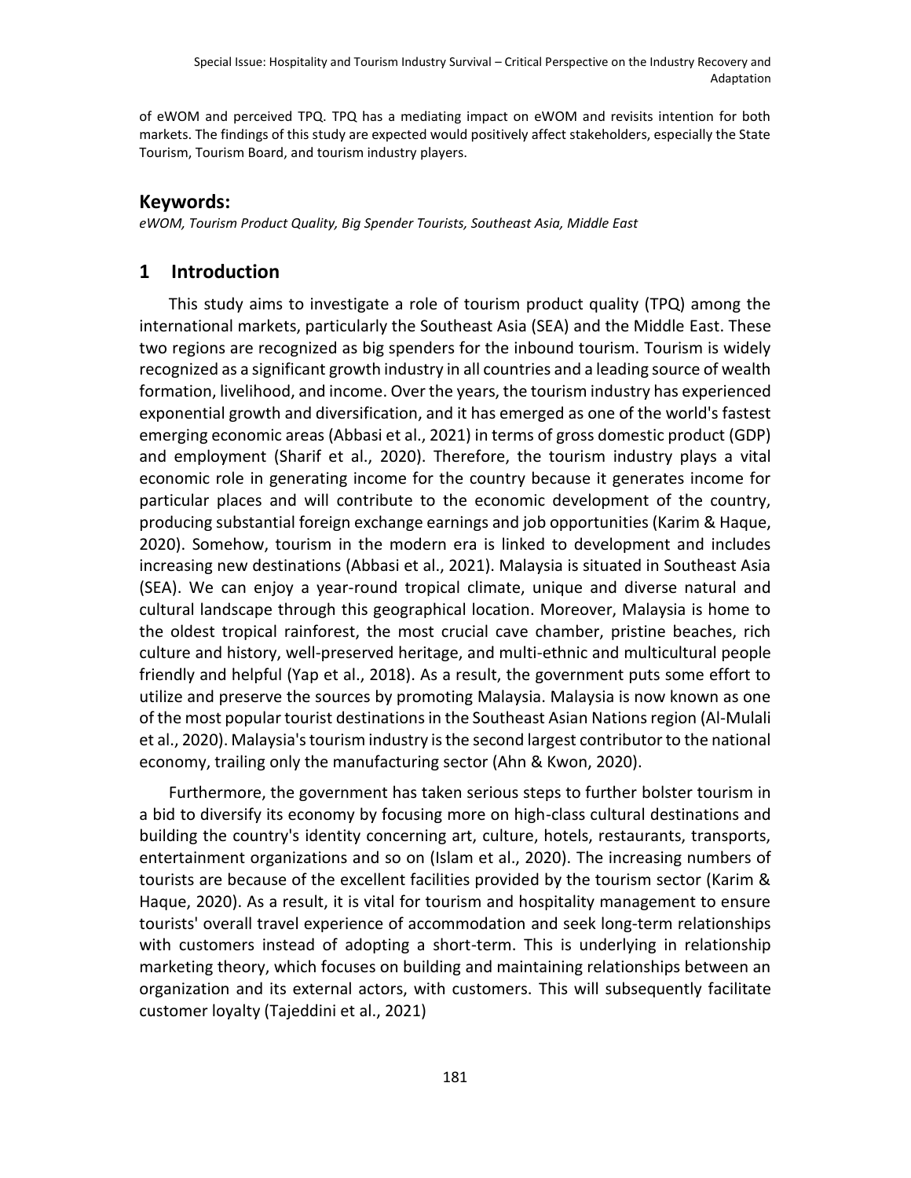of eWOM and perceived TPQ. TPQ has a mediating impact on eWOM and revisits intention for both markets. The findings of this study are expected would positively affect stakeholders, especially the State Tourism, Tourism Board, and tourism industry players.

## Keywords:

*eWOM, Tourism Product Quality, Big Spender Tourists, Southeast Asia, Middle East*

## 1 Introduction

This study aims to investigate a role of tourism product quality (TPQ) among the international markets, particularly the Southeast Asia (SEA) and the Middle East. These two regions are recognized as big spenders for the inbound tourism. Tourism is widely recognized as a significant growth industry in all countries and a leading source of wealth formation, livelihood, and income. Over the years, the tourism industry has experienced exponential growth and diversification, and it has emerged as one of the world's fastest emerging economic areas (Abbasi et al., 2021) in terms of gross domestic product (GDP) and employment (Sharif et al., 2020). Therefore, the tourism industry plays a vital economic role in generating income for the country because it generates income for particular places and will contribute to the economic development of the country, producing substantial foreign exchange earnings and job opportunities (Karim & Haque, 2020). Somehow, tourism in the modern era is linked to development and includes increasing new destinations (Abbasi et al., 2021). Malaysia is situated in Southeast Asia (SEA). We can enjoy a year-round tropical climate, unique and diverse natural and cultural landscape through this geographical location. Moreover, Malaysia is home to the oldest tropical rainforest, the most crucial cave chamber, pristine beaches, rich culture and history, well-preserved heritage, and multi-ethnic and multicultural people friendly and helpful (Yap et al., 2018). As a result, the government puts some effort to utilize and preserve the sources by promoting Malaysia. Malaysia is now known as one of the most popular tourist destinations in the Southeast Asian Nations region (Al-Mulali et al., 2020). Malaysia's tourism industry is the second largest contributor to the national economy, trailing only the manufacturing sector (Ahn & Kwon, 2020).

Furthermore, the government has taken serious steps to further bolster tourism in a bid to diversify its economy by focusing more on high-class cultural destinations and building the country's identity concerning art, culture, hotels, restaurants, transports, entertainment organizations and so on (Islam et al., 2020). The increasing numbers of tourists are because of the excellent facilities provided by the tourism sector (Karim & Haque, 2020). As a result, it is vital for tourism and hospitality management to ensure tourists' overall travel experience of accommodation and seek long-term relationships with customers instead of adopting a short-term. This is underlying in relationship marketing theory, which focuses on building and maintaining relationships between an organization and its external actors, with customers. This will subsequently facilitate customer loyalty (Tajeddini et al., 2021)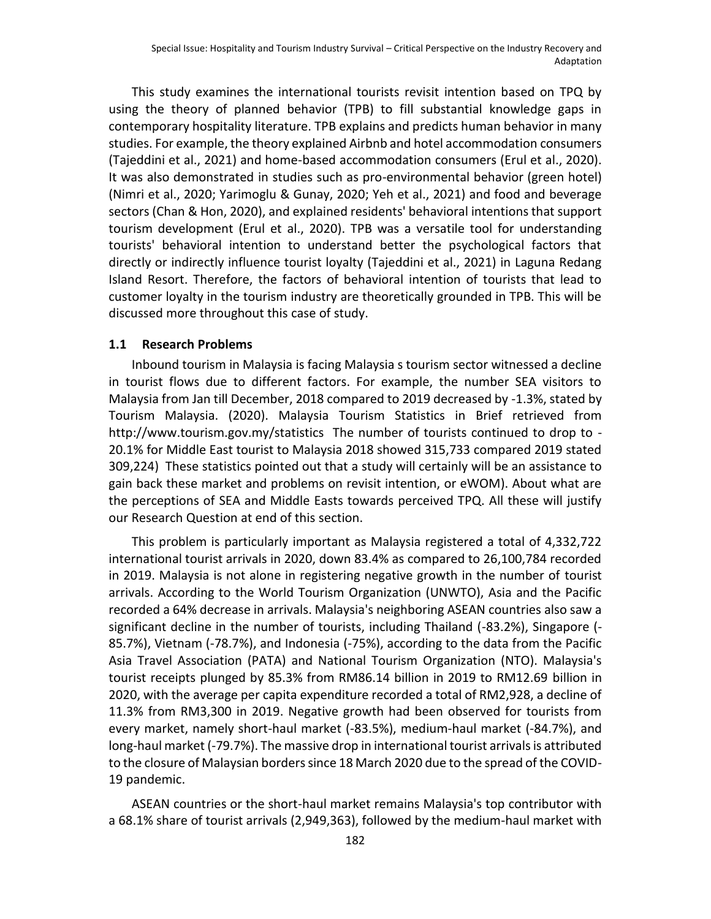This study examines the international tourists revisit intention based on TPQ by using the theory of planned behavior (TPB) to fill substantial knowledge gaps in contemporary hospitality literature. TPB explains and predicts human behavior in many studies. For example, the theory explained Airbnb and hotel accommodation consumers (Tajeddini et al., 2021) and home-based accommodation consumers (Erul et al., 2020). It was also demonstrated in studies such as pro-environmental behavior (green hotel) (Nimri et al., 2020; Yarimoglu & Gunay, 2020; Yeh et al., 2021) and food and beverage sectors (Chan & Hon, 2020), and explained residents' behavioral intentions that support tourism development (Erul et al., 2020). TPB was a versatile tool for understanding tourists' behavioral intention to understand better the psychological factors that directly or indirectly influence tourist loyalty (Tajeddini et al., 2021) in Laguna Redang Island Resort. Therefore, the factors of behavioral intention of tourists that lead to customer loyalty in the tourism industry are theoretically grounded in TPB. This will be discussed more throughout this case of study.

### 1.1 Research Problems

Inbound tourism in Malaysia is facing Malaysia s tourism sector witnessed a decline in tourist flows due to different factors. For example, the number SEA visitors to Malaysia from Jan till December, 2018 compared to 2019 decreased by -1.3%, stated by Tourism Malaysia. (2020). Malaysia Tourism Statistics in Brief retrieved from http://www.tourism.gov.my/statistics The number of tourists continued to drop to -20.1% for Middle East tourist to Malaysia 2018 showed 315,733 compared 2019 stated 309,224) These statistics pointed out that a study will certainly will be an assistance to gain back these market and problems on revisit intention, or eWOM). About what are the perceptions of SEA and Middle Easts towards perceived TPQ. All these will justify our Research Question at end of this section.

This problem is particularly important as Malaysia registered a total of 4,332,722 international tourist arrivals in 2020, down 83.4% as compared to 26,100,784 recorded in 2019. Malaysia is not alone in registering negative growth in the number of tourist arrivals. According to the World Tourism Organization (UNWTO), Asia and the Pacific recorded a 64% decrease in arrivals. Malaysia's neighboring ASEAN countries also saw a significant decline in the number of tourists, including Thailand (-83.2%), Singapore (-85.7%), Vietnam (-78.7%), and Indonesia (-75%), according to the data from the Pacific Asia Travel Association (PATA) and National Tourism Organization (NTO). Malaysia's tourist receipts plunged by 85.3% from RM86.14 billion in 2019 to RM12.69 billion in 2020, with the average per capita expenditure recorded a total of RM2,928, a decline of 11.3% from RM3,300 in 2019. Negative growth had been observed for tourists from every market, namely short-haul market (-83.5%), medium-haul market (-84.7%), and long-haul market (-79.7%). The massive drop in international tourist arrivals is attributed to the closure of Malaysian borders since 18 March 2020 due to the spread of the COVID-19 pandemic.

ASEAN countries or the short-haul market remains Malaysia's top contributor with a 68.1% share of tourist arrivals (2,949,363), followed by the medium-haul market with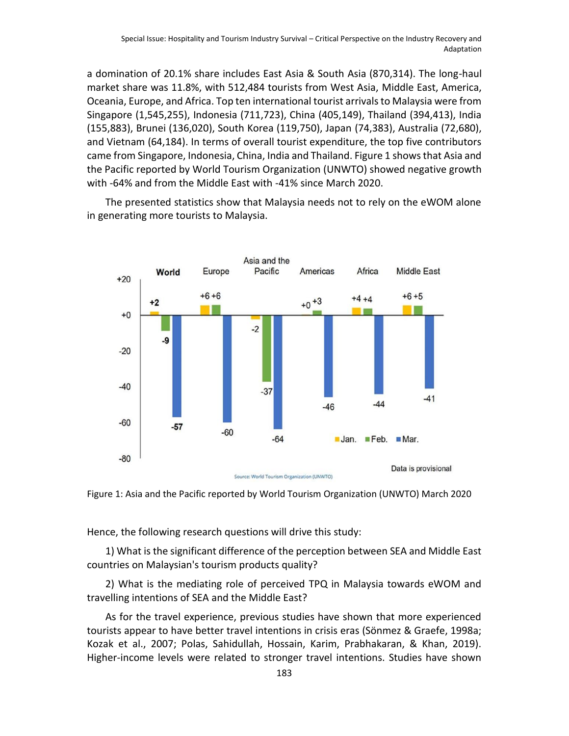a domination of 20.1% share includes East Asia & South Asia (870,314). The long-haul market share was 11.8%, with 512,484 tourists from West Asia, Middle East, America, Oceania, Europe, and Africa. Top ten international tourist arrivals to Malaysia were from Singapore (1,545,255), Indonesia (711,723), China (405,149), Thailand (394,413), India (155,883), Brunei (136,020), South Korea (119,750), Japan (74,383), Australia (72,680), and Vietnam (64,184). In terms of overall tourist expenditure, the top five contributors came from Singapore, Indonesia, China, India and Thailand. Figure 1 shows that Asia and the Pacific reported by World Tourism Organization (UNWTO) showed negative growth with -64% and from the Middle East with -41% since March 2020.

The presented statistics show that Malaysia needs not to rely on the eWOM alone in generating more tourists to Malaysia.

Figure 1: Asia and the Pacific reported by World Tourism Organization (UNWTO) March 2020

Hence, the following research questions will drive this study:

1) What is the significant difference of the perception between SEA and Middle East countries on Malaysian's tourism products quality?

2) What is the mediating role of perceived TPQ in Malaysia towards eWOM and travelling intentions of SEA and the Middle East?

As for the travel experience, previous studies have shown that more experienced tourists appear to have better travel intentions in crisis eras (Sönmez & Graefe, 1998a; Kozak et al., 2007; Polas, Sahidullah, Hossain, Karim, Prabhakaran, & Khan, 2019). Higher-income levels were related to stronger travel intentions. Studies have shown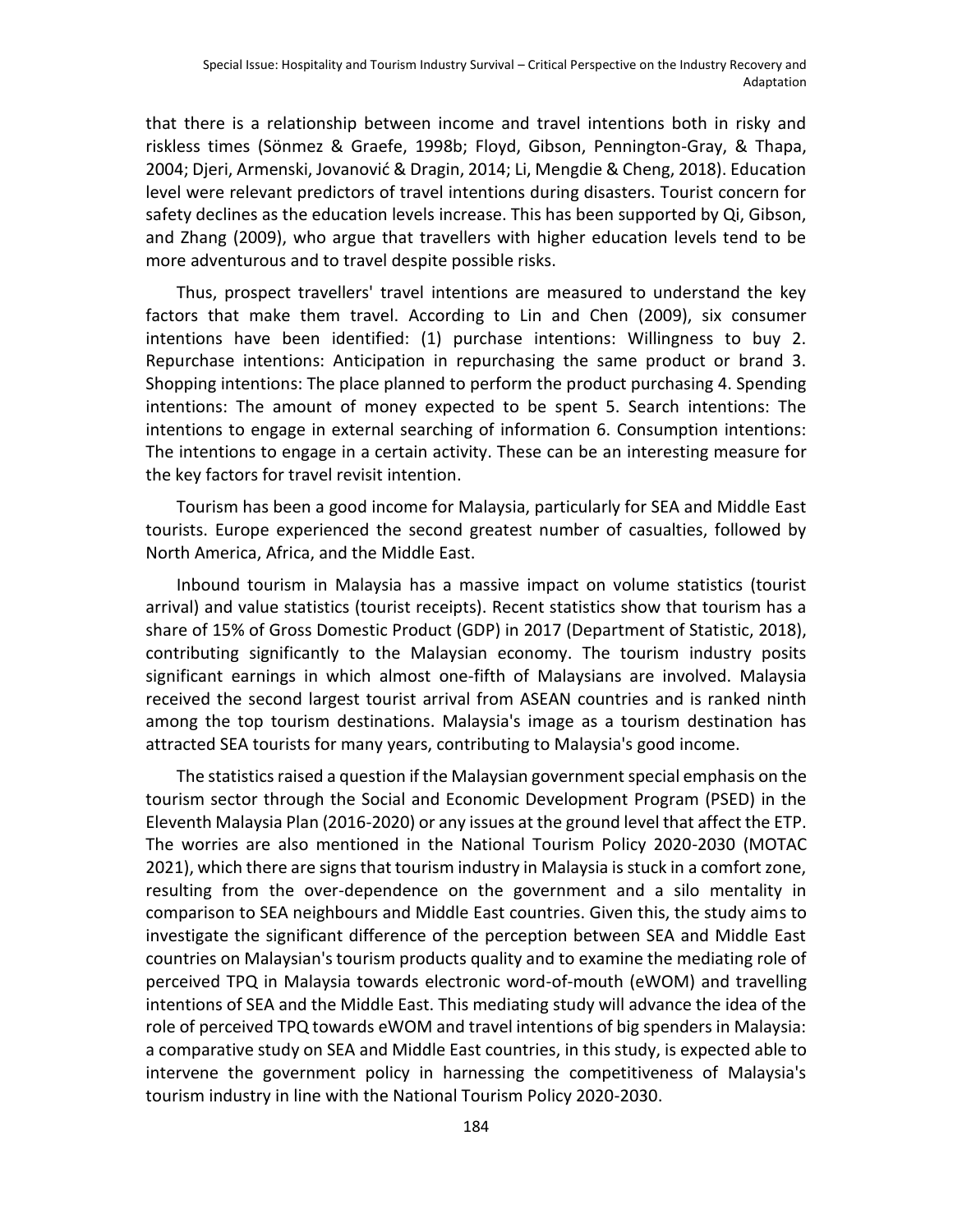that there is a relationship between income and travel intentions both in risky and riskless times (Sönmez & Graefe, 1998b; Floyd, Gibson, Pennington-Gray, & Thapa, 2004; Djeri, Armenski, Jovanović & Dragin, 2014; Li, Mengdie & Cheng, 2018). Education level were relevant predictors of travel intentions during disasters. Tourist concern for safety declines as the education levels increase. This has been supported by Qi, Gibson, and Zhang (2009), who argue that travellers with higher education levels tend to be more adventurous and to travel despite possible risks.

Thus, prospect travellers' travel intentions are measured to understand the key factors that make them travel. According to Lin and Chen (2009), six consumer intentions have been identified: (1) purchase intentions: Willingness to buy 2. Repurchase intentions: Anticipation in repurchasing the same product or brand 3. Shopping intentions: The place planned to perform the product purchasing 4. Spending intentions: The amount of money expected to be spent 5. Search intentions: The intentions to engage in external searching of information 6. Consumption intentions: The intentions to engage in a certain activity. These can be an interesting measure for the key factors for travel revisit intention.

Tourism has been a good income for Malaysia, particularly for SEA and Middle East tourists. Europe experienced the second greatest number of casualties, followed by North America, Africa, and the Middle East.

Inbound tourism in Malaysia has a massive impact on volume statistics (tourist arrival) and value statistics (tourist receipts). Recent statistics show that tourism has a share of 15% of Gross Domestic Product (GDP) in 2017 (Department of Statistic, 2018), contributing significantly to the Malaysian economy. The tourism industry posits significant earnings in which almost one-fifth of Malaysians are involved. Malaysia received the second largest tourist arrival from ASEAN countries and is ranked ninth among the top tourism destinations. Malaysia's image as a tourism destination has attracted SEA tourists for many years, contributing to Malaysia's good income.

The statistics raised a question if the Malaysian government special emphasis on the tourism sector through the Social and Economic Development Program (PSED) in the Eleventh Malaysia Plan (2016-2020) or any issues at the ground level that affect the ETP. The worries are also mentioned in the National Tourism Policy 2020-2030 (MOTAC 2021), which there are signs that tourism industry in Malaysia is stuck in a comfort zone, resulting from the over-dependence on the government and a silo mentality in comparison to SEA neighbours and Middle East countries. Given this, the study aims to investigate the significant difference of the perception between SEA and Middle East countries on Malaysian's tourism products quality and to examine the mediating role of perceived TPQ in Malaysia towards electronic word-of-mouth (eWOM) and travelling intentions of SEA and the Middle East. This mediating study will advance the idea of the role of perceived TPQ towards eWOM and travel intentions of big spenders in Malaysia: a comparative study on SEA and Middle East countries, in this study, is expected able to intervene the government policy in harnessing the competitiveness of Malaysia's tourism industry in line with the National Tourism Policy 2020-2030.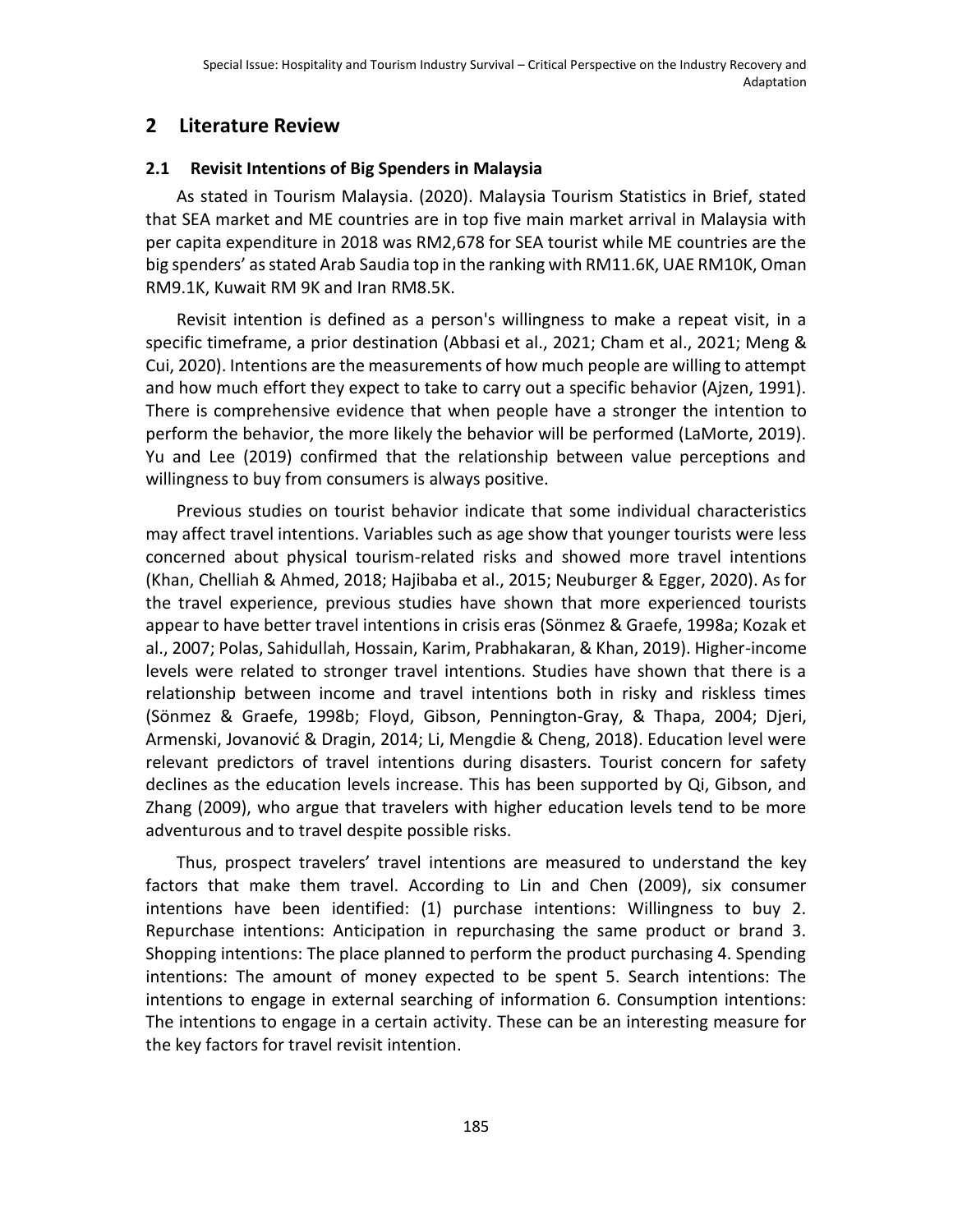## 2 Literature Review

### 2.1 Revisit Intentions of Big Spenders in Malaysia

As stated in Tourism Malaysia. (2020). Malaysia Tourism Statistics in Brief, stated that SEA market and ME countries are in top five main market arrival in Malaysia with per capita expenditure in 2018 was RM2,678 for SEA tourist while ME countries are the big spenders' as stated Arab Saudia top in the ranking with RM11.6K, UAE RM10K, Oman RM9.1K, Kuwait RM 9K and Iran RM8.5K.

Revisit intention is defined as a person's willingness to make a repeat visit, in a specific timeframe, a prior destination (Abbasi et al., 2021; Cham et al., 2021; Meng & Cui, 2020). Intentions are the measurements of how much people are willing to attempt and how much effort they expect to take to carry out a specific behavior (Ajzen, 1991). There is comprehensive evidence that when people have a stronger the intention to perform the behavior, the more likely the behavior will be performed (LaMorte, 2019). Yu and Lee (2019) confirmed that the relationship between value perceptions and willingness to buy from consumers is always positive.

Previous studies on tourist behavior indicate that some individual characteristics may affect travel intentions. Variables such as age show that younger tourists were less concerned about physical tourism-related risks and showed more travel intentions (Khan, Chelliah & Ahmed, 2018; Hajibaba et al., 2015; Neuburger & Egger, 2020). As for the travel experience, previous studies have shown that more experienced tourists appear to have better travel intentions in crisis eras (Sönmez & Graefe, 1998a; Kozak et al., 2007; Polas, Sahidullah, Hossain, Karim, Prabhakaran, & Khan, 2019). Higher-income levels were related to stronger travel intentions. Studies have shown that there is a relationship between income and travel intentions both in risky and riskless times (Sönmez & Graefe, 1998b; Floyd, Gibson, Pennington-Gray, & Thapa, 2004; Djeri, Armenski, Jovanović & Dragin, 2014; Li, Mengdie & Cheng, 2018). Education level were relevant predictors of travel intentions during disasters. Tourist concern for safety declines as the education levels increase. This has been supported by Qi, Gibson, and Zhang (2009), who argue that travelers with higher education levels tend to be more adventurous and to travel despite possible risks.

Thus, prospect travelers' travel intentions are measured to understand the key factors that make them travel. According to Lin and Chen (2009), six consumer intentions have been identified: (1) purchase intentions: Willingness to buy 2. Repurchase intentions: Anticipation in repurchasing the same product or brand 3. Shopping intentions: The place planned to perform the product purchasing 4. Spending intentions: The amount of money expected to be spent 5. Search intentions: The intentions to engage in external searching of information 6. Consumption intentions: The intentions to engage in a certain activity. These can be an interesting measure for the key factors for travel revisit intention.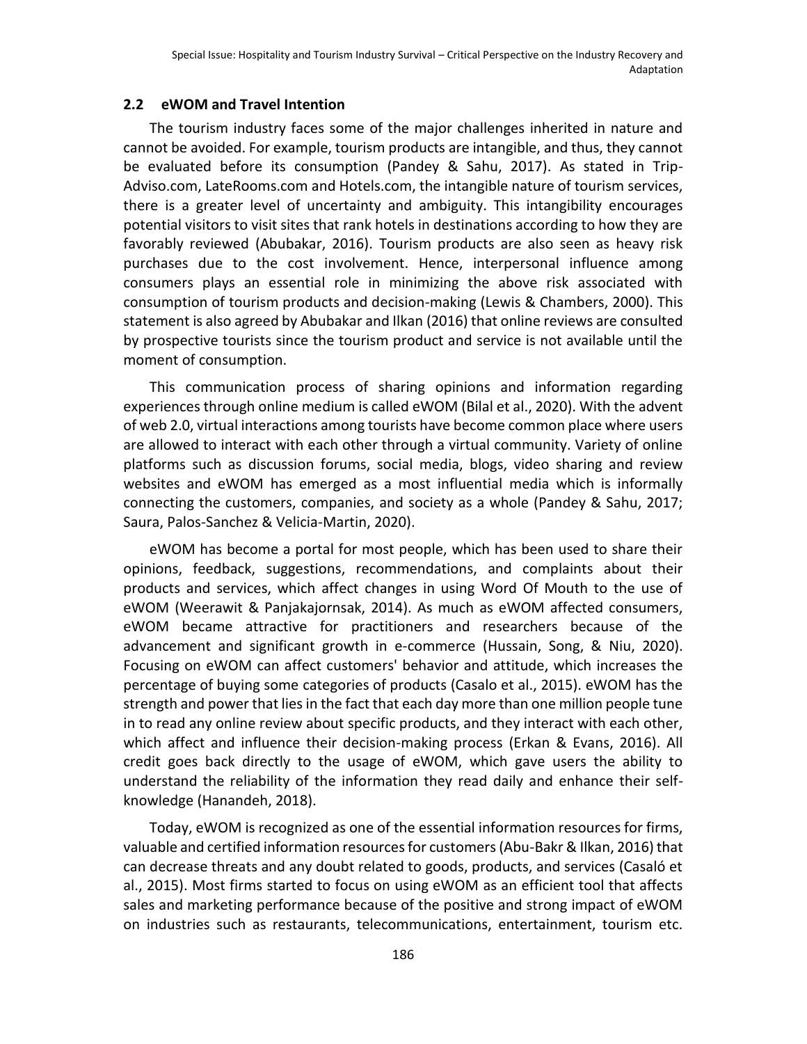### 2.2 eWOM and Travel Intention

The tourism industry faces some of the major challenges inherited in nature and cannot be avoided. For example, tourism products are intangible, and thus, they cannot be evaluated before its consumption (Pandey & Sahu, 2017). As stated in Trip-Adviso.com, LateRooms.com and Hotels.com, the intangible nature of tourism services, there is a greater level of uncertainty and ambiguity. This intangibility encourages potential visitors to visit sites that rank hotels in destinations according to how they are favorably reviewed (Abubakar, 2016). Tourism products are also seen as heavy risk purchases due to the cost involvement. Hence, interpersonal influence among consumers plays an essential role in minimizing the above risk associated with consumption of tourism products and decision-making (Lewis & Chambers, 2000). This statement is also agreed by Abubakar and Ilkan (2016) that online reviews are consulted by prospective tourists since the tourism product and service is not available until the moment of consumption.

This communication process of sharing opinions and information regarding experiences through online medium is called eWOM (Bilal et al., 2020). With the advent of web 2.0, virtual interactions among tourists have become common place where users are allowed to interact with each other through a virtual community. Variety of online platforms such as discussion forums, social media, blogs, video sharing and review websites and eWOM has emerged as a most influential media which is informally connecting the customers, companies, and society as a whole (Pandey & Sahu, 2017; Saura, Palos-Sanchez & Velicia-Martin, 2020).

eWOM has become a portal for most people, which has been used to share their opinions, feedback, suggestions, recommendations, and complaints about their products and services, which affect changes in using Word Of Mouth to the use of eWOM (Weerawit & Panjakajornsak, 2014). As much as eWOM affected consumers, eWOM became attractive for practitioners and researchers because of the advancement and significant growth in e-commerce (Hussain, Song, & Niu, 2020). Focusing on eWOM can affect customers' behavior and attitude, which increases the percentage of buying some categories of products (Casalo et al., 2015). eWOM has the strength and power that lies in the fact that each day more than one million people tune in to read any online review about specific products, and they interact with each other, which affect and influence their decision-making process (Erkan & Evans, 2016). All credit goes back directly to the usage of eWOM, which gave users the ability to understand the reliability of the information they read daily and enhance their self-knowledge (Hanandeh, 2018).

Today, eWOM is recognized as one of the essential information resources for firms, valuable and certified information resources for customers (Abu-Bakr & Ilkan, 2016) that can decrease threats and any doubt related to goods, products, and services (Casaló et al., 2015). Most firms started to focus on using eWOM as an efficient tool that affects sales and marketing performance because of the positive and strong impact of eWOM on industries such as restaurants, telecommunications, entertainment, tourism etc.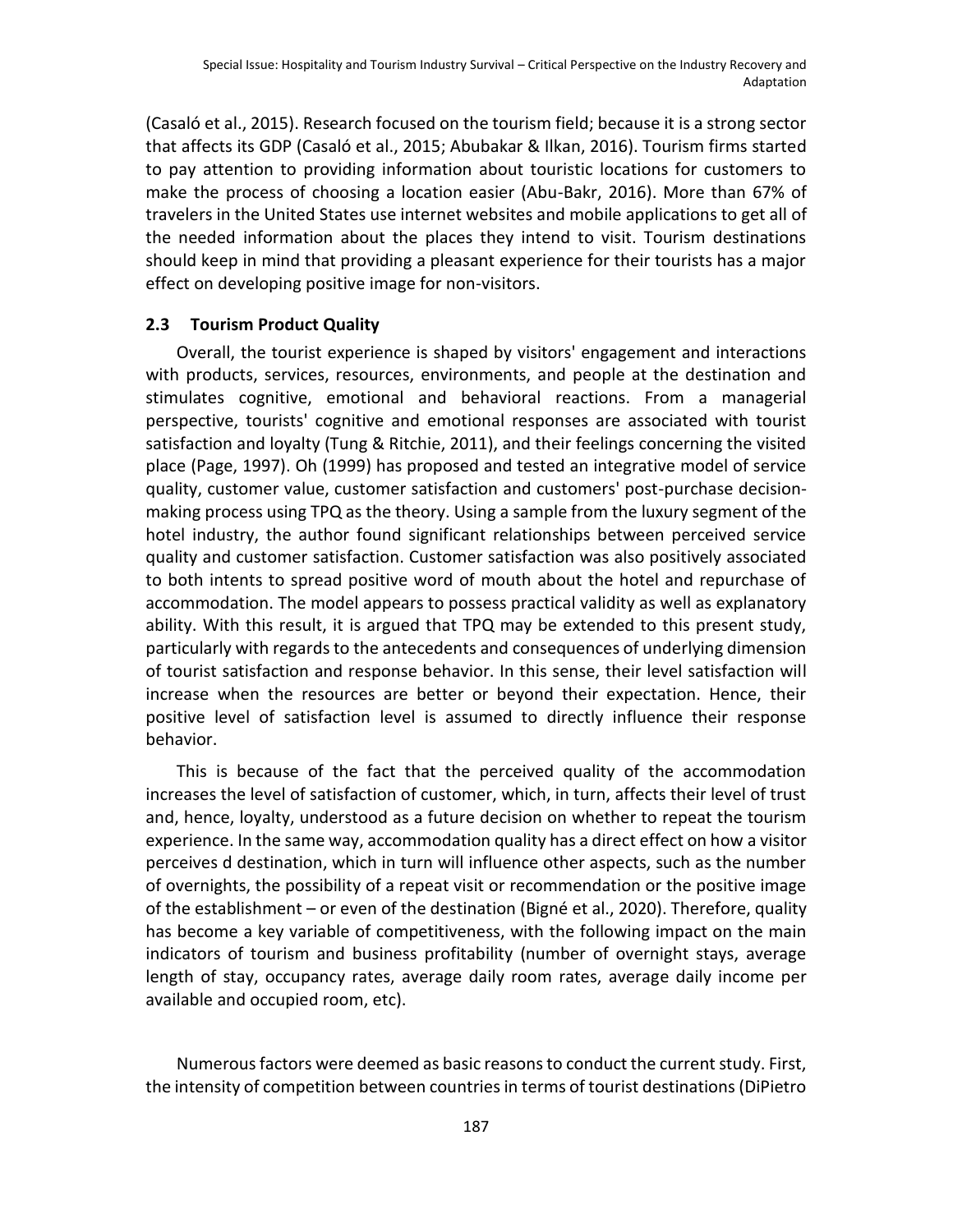(Casaló et al., 2015). Research focused on the tourism field; because it is a strong sector that affects its GDP (Casaló et al., 2015; Abubakar & Ilkan, 2016). Tourism firms started to pay attention to providing information about touristic locations for customers to make the process of choosing a location easier (Abu-Bakr, 2016). More than 67% of travelers in the United States use internet websites and mobile applications to get all of the needed information about the places they intend to visit. Tourism destinations should keep in mind that providing a pleasant experience for their tourists has a major effect on developing positive image for non-visitors.

### 2.3 Tourism Product Quality

Overall, the tourist experience is shaped by visitors' engagement and interactions with products, services, resources, environments, and people at the destination and stimulates cognitive, emotional and behavioral reactions. From a managerial perspective, tourists' cognitive and emotional responses are associated with tourist satisfaction and loyalty (Tung & Ritchie, 2011), and their feelings concerning the visited place (Page, 1997). Oh (1999) has proposed and tested an integrative model of service quality, customer value, customer satisfaction and customers' post-purchase decision-making process using TPQ as the theory. Using a sample from the luxury segment of the hotel industry, the author found significant relationships between perceived service quality and customer satisfaction. Customer satisfaction was also positively associated to both intents to spread positive word of mouth about the hotel and repurchase of accommodation. The model appears to possess practical validity as well as explanatory ability. With this result, it is argued that TPQ may be extended to this present study, particularly with regards to the antecedents and consequences of underlying dimension of tourist satisfaction and response behavior. In this sense, their level satisfaction will increase when the resources are better or beyond their expectation. Hence, their positive level of satisfaction level is assumed to directly influence their response behavior.

This is because of the fact that the perceived quality of the accommodation increases the level of satisfaction of customer, which, in turn, affects their level of trust and, hence, loyalty, understood as a future decision on whether to repeat the tourism experience. In the same way, accommodation quality has a direct effect on how a visitor perceives d destination, which in turn will influence other aspects, such as the number of overnights, the possibility of a repeat visit or recommendation or the positive image of the establishment – or even of the destination (Bigné et al., 2020). Therefore, quality has become a key variable of competitiveness, with the following impact on the main indicators of tourism and business profitability (number of overnight stays, average length of stay, occupancy rates, average daily room rates, average daily income per available and occupied room, etc).

Numerous factors were deemed as basic reasons to conduct the current study. First, the intensity of competition between countries in terms of tourist destinations (DiPietro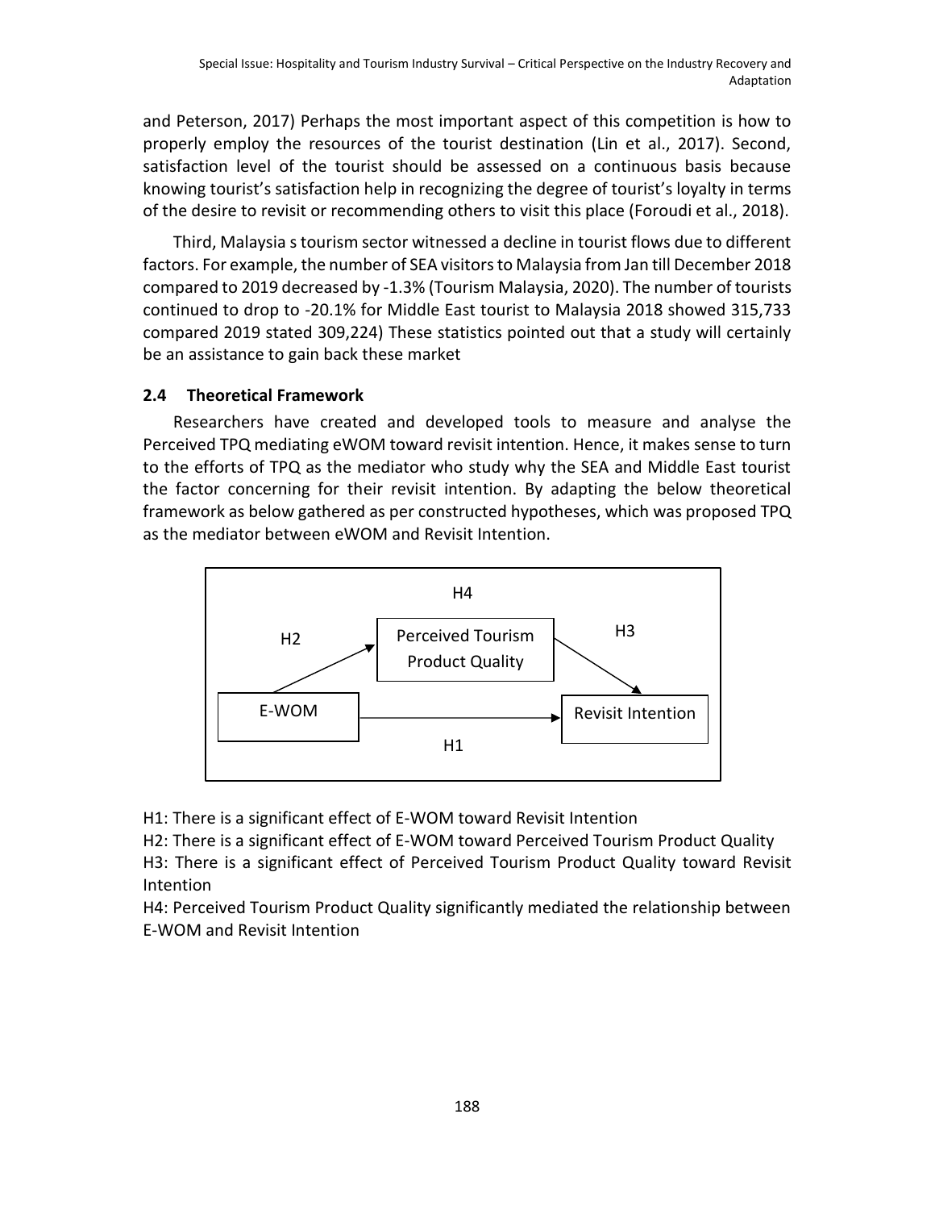and Peterson, 2017) Perhaps the most important aspect of this competition is how to properly employ the resources of the tourist destination (Lin et al., 2017). Second, satisfaction level of the tourist should be assessed on a continuous basis because knowing tourist's satisfaction help in recognizing the degree of tourist's loyalty in terms of the desire to revisit or recommending others to visit this place (Foroudi et al., 2018).

Third, Malaysia s tourism sector witnessed a decline in tourist flows due to different factors. For example, the number of SEA visitors to Malaysia from Jan till December 2018 compared to 2019 decreased by -1.3% (Tourism Malaysia, 2020). The number of tourists continued to drop to -20.1% for Middle East tourist to Malaysia 2018 showed 315,733 compared 2019 stated 309,224) These statistics pointed out that a study will certainly be an assistance to gain back these market

### 2.4 Theoretical Framework

Researchers have created and developed tools to measure and analyse the Perceived TPQ mediating eWOM toward revisit intention. Hence, it makes sense to turn to the efforts of TPQ as the mediator who study why the SEA and Middle East tourist the factor concerning for their revisit intention. By adapting the below theoretical framework as below gathered as per constructed hypotheses, which was proposed TPQ as the mediator between eWOM and Revisit Intention.

H4

H2 — Perceived Tourism Product Quality — H3

E-WOM → Revisit Intention

H1

H1: There is a significant effect of E-WOM toward Revisit Intention

H2: There is a significant effect of E-WOM toward Perceived Tourism Product Quality

H3: There is a significant effect of Perceived Tourism Product Quality toward Revisit Intention

H4: Perceived Tourism Product Quality significantly mediated the relationship between E-WOM and Revisit Intention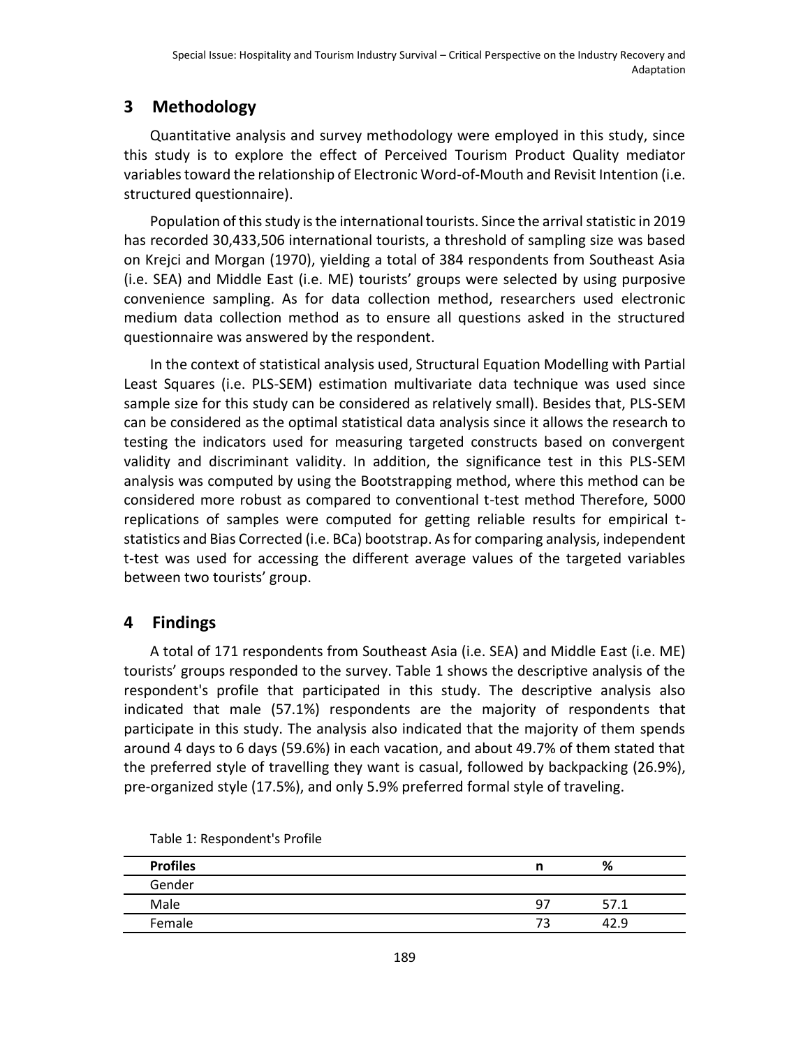## 3 Methodology

Quantitative analysis and survey methodology were employed in this study, since this study is to explore the effect of Perceived Tourism Product Quality mediator variables toward the relationship of Electronic Word-of-Mouth and Revisit Intention (i.e. structured questionnaire).

Population of this study is the international tourists. Since the arrival statistic in 2019 has recorded 30,433,506 international tourists, a threshold of sampling size was based on Krejci and Morgan (1970), yielding a total of 384 respondents from Southeast Asia (i.e. SEA) and Middle East (i.e. ME) tourists' groups were selected by using purposive convenience sampling. As for data collection method, researchers used electronic medium data collection method as to ensure all questions asked in the structured questionnaire was answered by the respondent.

In the context of statistical analysis used, Structural Equation Modelling with Partial Least Squares (i.e. PLS-SEM) estimation multivariate data technique was used since sample size for this study can be considered as relatively small). Besides that, PLS-SEM can be considered as the optimal statistical data analysis since it allows the research to testing the indicators used for measuring targeted constructs based on convergent validity and discriminant validity. In addition, the significance test in this PLS-SEM analysis was computed by using the Bootstrapping method, where this method can be considered more robust as compared to conventional t-test method Therefore, 5000 replications of samples were computed for getting reliable results for empirical t-statistics and Bias Corrected (i.e. BCa) bootstrap. As for comparing analysis, independent t-test was used for accessing the different average values of the targeted variables between two tourists' group.

## 4 Findings

A total of 171 respondents from Southeast Asia (i.e. SEA) and Middle East (i.e. ME) tourists' groups responded to the survey. Table 1 shows the descriptive analysis of the respondent's profile that participated in this study. The descriptive analysis also indicated that male (57.1%) respondents are the majority of respondents that participate in this study. The analysis also indicated that the majority of them spends around 4 days to 6 days (59.6%) in each vacation, and about 49.7% of them stated that the preferred style of travelling they want is casual, followed by backpacking (26.9%), pre-organized style (17.5%), and only 5.9% preferred formal style of traveling.

Table 1: Respondent's Profile

| **Profiles** | **n** | **%** |
|---|---|---|
| Gender | | |
| Male | 97 | 57.1 |
| Female | 73 | 42.9 |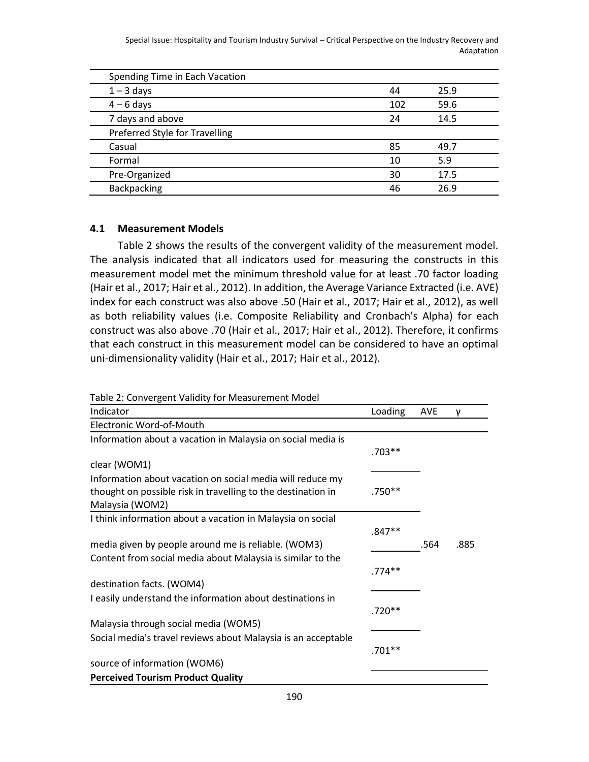| Spending Time in Each Vacation | | |
|---|---|---|
| 1 – 3 days | 44 | 25.9 |
| 4 – 6 days | 102 | 59.6 |
| 7 days and above | 24 | 14.5 |
| Preferred Style for Travelling | | |
| Casual | 85 | 49.7 |
| Formal | 10 | 5.9 |
| Pre-Organized | 30 | 17.5 |
| Backpacking | 46 | 26.9 |

### 4.1 Measurement Models

Table 2 shows the results of the convergent validity of the measurement model. The analysis indicated that all indicators used for measuring the constructs in this measurement model met the minimum threshold value for at least .70 factor loading (Hair et al., 2017; Hair et al., 2012). In addition, the Average Variance Extracted (i.e. AVE) index for each construct was also above .50 (Hair et al., 2017; Hair et al., 2012), as well as both reliability values (i.e. Composite Reliability and Cronbach's Alpha) for each construct was also above .70 (Hair et al., 2017; Hair et al., 2012). Therefore, it confirms that each construct in this measurement model can be considered to have an optimal uni-dimensionality validity (Hair et al., 2017; Hair et al., 2012).

Table 2: Convergent Validity for Measurement Model

| Indicator | Loading | AVE | γ |
|---|---|---|---|
| Electronic Word-of-Mouth | | | |
| Information about a vacation in Malaysia on social media is clear (WOM1) | .703** | | |
| Information about vacation on social media will reduce my thought on possible risk in travelling to the destination in Malaysia (WOM2) | .750** | | |
| I think information about a vacation in Malaysia on social media given by people around me is reliable. (WOM3) | .847** | .564 | .885 |
| Content from social media about Malaysia is similar to the destination facts. (WOM4) | .774** | | |
| I easily understand the information about destinations in Malaysia through social media (WOM5) | .720** | | |
| Social media's travel reviews about Malaysia is an acceptable source of information (WOM6) | .701** | | |
| **Perceived Tourism Product Quality** | | | |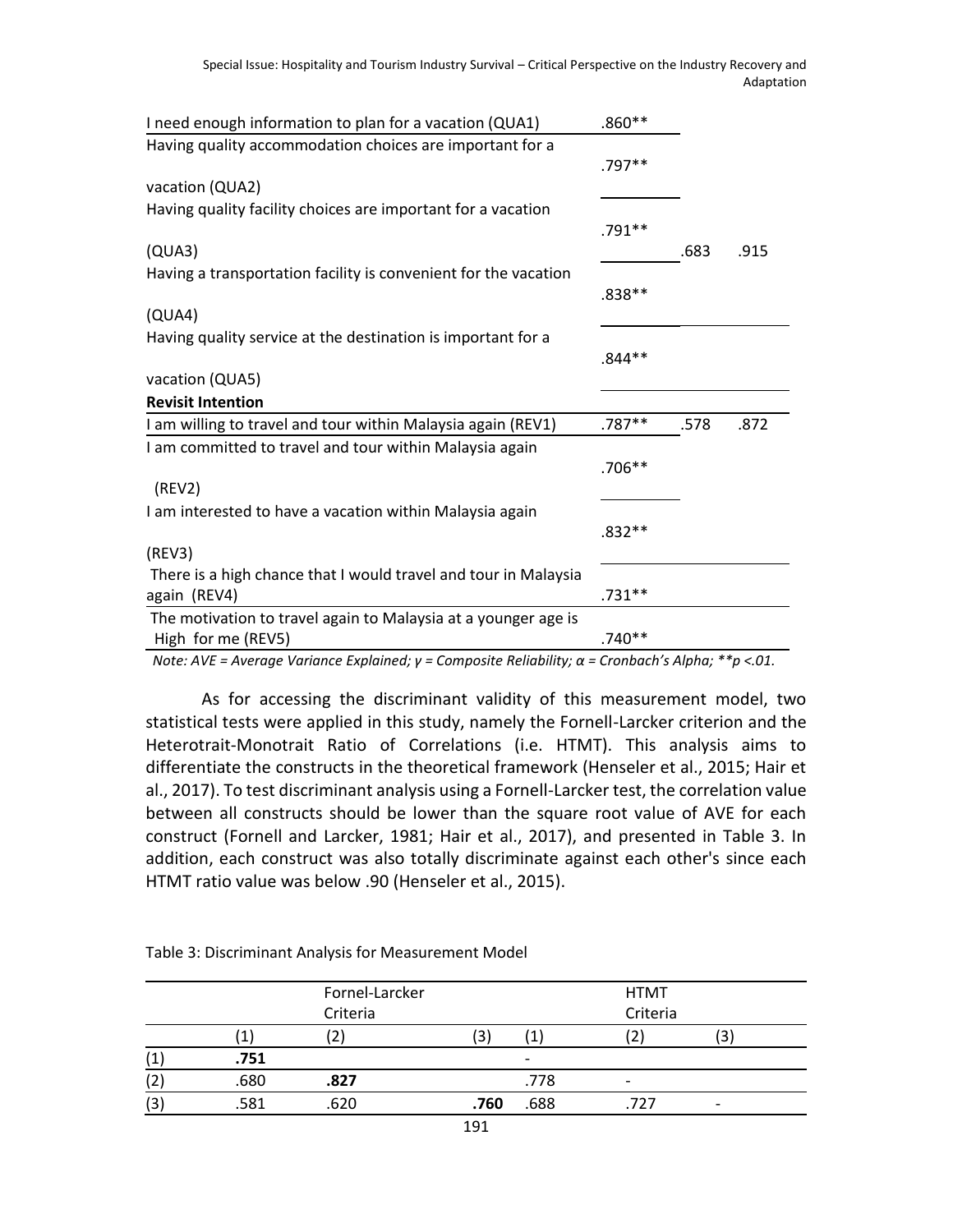| Item | Loading | AVE | CR |
|---|---|---|---|
| I need enough information to plan for a vacation (QUA1) | .860** | | |
| Having quality accommodation choices are important for a vacation (QUA2) | .797** | | |
| Having quality facility choices are important for a vacation (QUA3) | .791** | .683 | .915 |
| Having a transportation facility is convenient for the vacation (QUA4) | .838** | | |
| Having quality service at the destination is important for a vacation (QUA5) | .844** | | |
| **Revisit Intention** | | | |
| I am willing to travel and tour within Malaysia again (REV1) | .787** | .578 | .872 |
| I am committed to travel and tour within Malaysia again (REV2) | .706** | | |
| I am interested to have a vacation within Malaysia again (REV3) | .832** | | |
| There is a high chance that I would travel and tour in Malaysia again (REV4) | .731** | | |
| The motivation to travel again to Malaysia at a younger age is High for me (REV5) | .740** | | |

*Note: AVE = Average Variance Explained; γ = Composite Reliability; α = Cronbach's Alpha; **p <.01.*

As for accessing the discriminant validity of this measurement model, two statistical tests were applied in this study, namely the Fornell-Larcker criterion and the Heterotrait-Monotrait Ratio of Correlations (i.e. HTMT). This analysis aims to differentiate the constructs in the theoretical framework (Henseler et al., 2015; Hair et al., 2017). To test discriminant analysis using a Fornell-Larcker test, the correlation value between all constructs should be lower than the square root value of AVE for each construct (Fornell and Larcker, 1981; Hair et al., 2017), and presented in Table 3. In addition, each construct was also totally discriminate against each other's since each HTMT ratio value was below .90 (Henseler et al., 2015).

Table 3: Discriminant Analysis for Measurement Model

| | Fornel-Larcker Criteria | | | HTMT Criteria | | |
|---|---|---|---|---|---|---|
| | (1) | (2) | (3) | (1) | (2) | (3) |
| (1) | **.751** | | | - | | |
| (2) | .680 | **.827** | | .778 | - | |
| (3) | .581 | .620 | **.760** | .688 | .727 | - |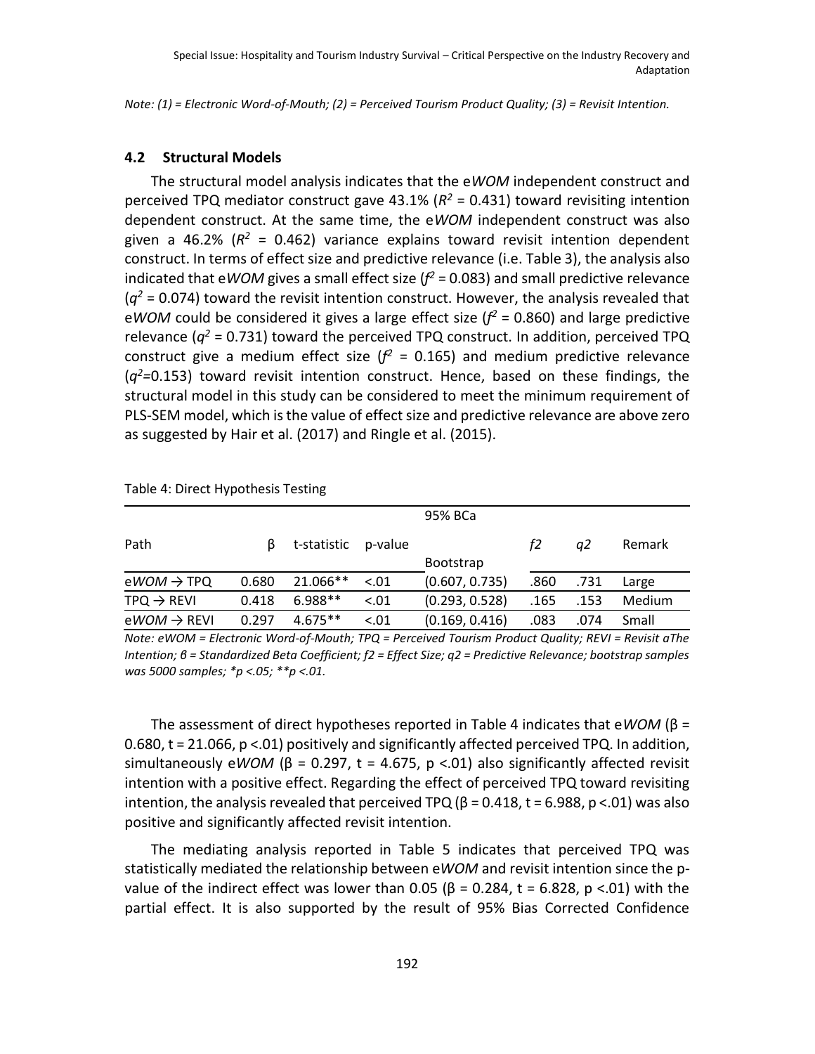*Note: (1) = Electronic Word-of-Mouth; (2) = Perceived Tourism Product Quality; (3) = Revisit Intention.*

### 4.2 Structural Models

The structural model analysis indicates that the e*WOM* independent construct and perceived TPQ mediator construct gave 43.1% ($R^2$ = 0.431) toward revisiting intention dependent construct. At the same time, the e*WOM* independent construct was also given a 46.2% ($R^2$ = 0.462) variance explains toward revisit intention dependent construct. In terms of effect size and predictive relevance (i.e. Table 3), the analysis also indicated that e*WOM* gives a small effect size ($f^2$ = 0.083) and small predictive relevance ($q^2$ = 0.074) toward the revisit intention construct. However, the analysis revealed that e*WOM* could be considered it gives a large effect size ($f^2$ = 0.860) and large predictive relevance ($q^2$ = 0.731) toward the perceived TPQ construct. In addition, perceived TPQ construct give a medium effect size ($f^2$ = 0.165) and medium predictive relevance ($q^2$=0.153) toward revisit intention construct. Hence, based on these findings, the structural model in this study can be considered to meet the minimum requirement of PLS-SEM model, which is the value of effect size and predictive relevance are above zero as suggested by Hair et al. (2017) and Ringle et al. (2015).

Table 4: Direct Hypothesis Testing

| Path | β | t-statistic | p-value | 95% BCa Bootstrap | *f2* | *q2* | Remark |
|---|---|---|---|---|---|---|---|
| e*WOM* → TPQ | 0.680 | 21.066** | <.01 | (0.607, 0.735) | .860 | .731 | Large |
| TPQ → REVI | 0.418 | 6.988** | <.01 | (0.293, 0.528) | .165 | .153 | Medium |
| e*WOM* → REVI | 0.297 | 4.675** | <.01 | (0.169, 0.416) | .083 | .074 | Small |

*Note: eWOM = Electronic Word-of-Mouth; TPQ = Perceived Tourism Product Quality; REVI = Revisit aThe Intention; β = Standardized Beta Coefficient; f2 = Effect Size; q2 = Predictive Relevance; bootstrap samples was 5000 samples; *p <.05; **p <.01.*

The assessment of direct hypotheses reported in Table 4 indicates that e*WOM* (β = 0.680, t = 21.066, p <.01) positively and significantly affected perceived TPQ. In addition, simultaneously e*WOM* (β = 0.297, t = 4.675, p <.01) also significantly affected revisit intention with a positive effect. Regarding the effect of perceived TPQ toward revisiting intention, the analysis revealed that perceived TPQ (β = 0.418, t = 6.988, p <.01) was also positive and significantly affected revisit intention.

The mediating analysis reported in Table 5 indicates that perceived TPQ was statistically mediated the relationship between e*WOM* and revisit intention since the p-value of the indirect effect was lower than 0.05 (β = 0.284, t = 6.828, p <.01) with the partial effect. It is also supported by the result of 95% Bias Corrected Confidence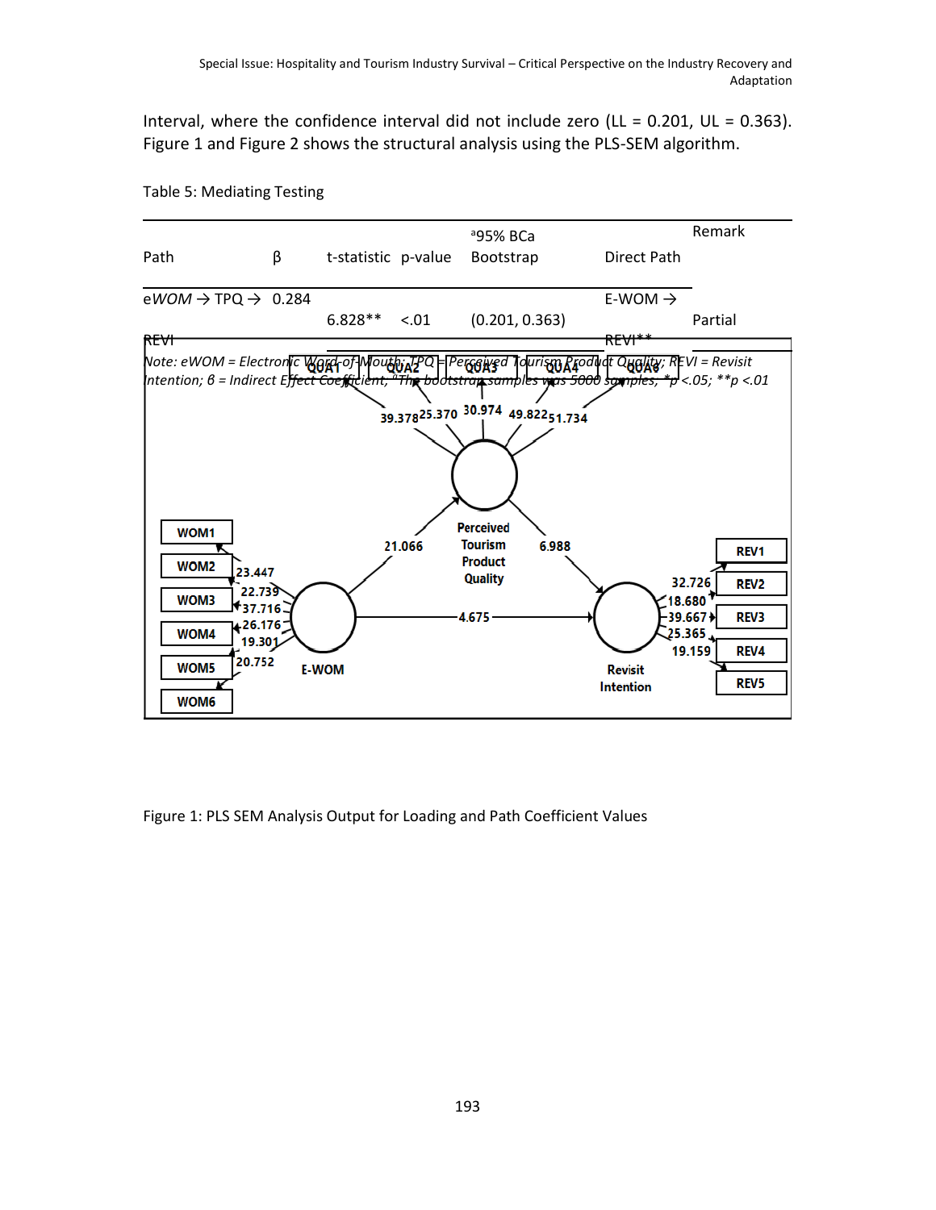Interval, where the confidence interval did not include zero (LL = 0.201, UL = 0.363). Figure 1 and Figure 2 shows the structural analysis using the PLS-SEM algorithm.

Table 5: Mediating Testing

| Path | β | t-statistic | p-value | [a]95% BCa Bootstrap | Direct Path | Remark |
|---|---|---|---|---|---|---|
| eWOM → TPQ → REVI | 0.284 | 6.828** | <.01 | (0.201, 0.363) | E-WOM → REVI** | Partial |

*Note: eWOM = Electronic Word-of-Mouth; TPQ = Perceived Tourism Product Quality; REVI = Revisit Intention; β = Indirect Effect Coefficient; [a]The bootstrap samples was 5000 samples; *p <.05; **p <.01*

Figure 1: PLS SEM Analysis Output for Loading and Path Coefficient Values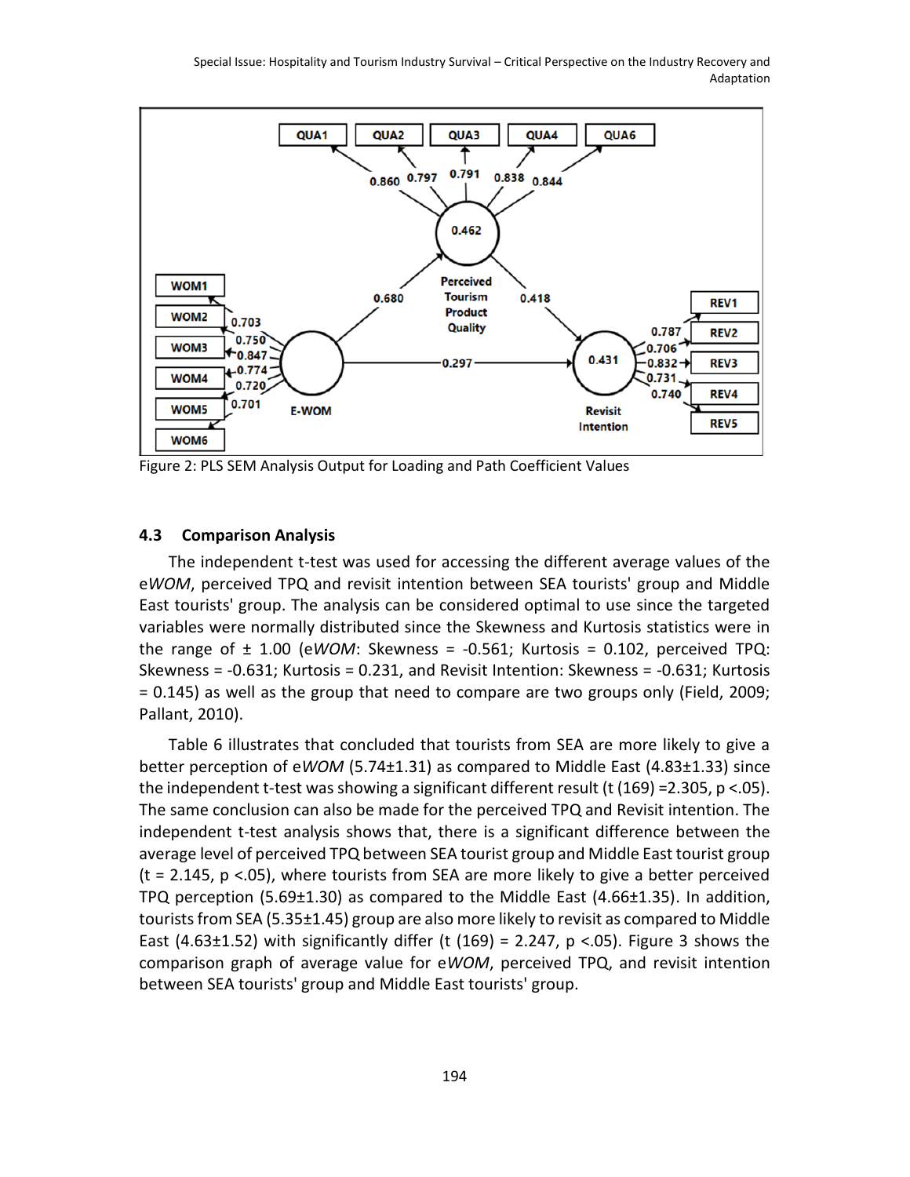Figure 2: PLS SEM Analysis Output for Loading and Path Coefficient Values

### 4.3 Comparison Analysis

The independent t-test was used for accessing the different average values of the e*WOM*, perceived TPQ and revisit intention between SEA tourists' group and Middle East tourists' group. The analysis can be considered optimal to use since the targeted variables were normally distributed since the Skewness and Kurtosis statistics were in the range of ± 1.00 (e*WOM*: Skewness = -0.561; Kurtosis = 0.102, perceived TPQ: Skewness = -0.631; Kurtosis = 0.231, and Revisit Intention: Skewness = -0.631; Kurtosis = 0.145) as well as the group that need to compare are two groups only (Field, 2009; Pallant, 2010).

Table 6 illustrates that concluded that tourists from SEA are more likely to give a better perception of e*WOM* (5.74±1.31) as compared to Middle East (4.83±1.33) since the independent t-test was showing a significant different result ($t(169) = 2.305$, $p < .05$). The same conclusion can also be made for the perceived TPQ and Revisit intention. The independent t-test analysis shows that, there is a significant difference between the average level of perceived TPQ between SEA tourist group and Middle East tourist group ($t = 2.145$, $p < .05$), where tourists from SEA are more likely to give a better perceived TPQ perception (5.69±1.30) as compared to the Middle East (4.66±1.35). In addition, tourists from SEA (5.35±1.45) group are also more likely to revisit as compared to Middle East (4.63±1.52) with significantly differ ($t(169) = 2.247$, $p < .05$). Figure 3 shows the comparison graph of average value for e*WOM*, perceived TPQ, and revisit intention between SEA tourists' group and Middle East tourists' group.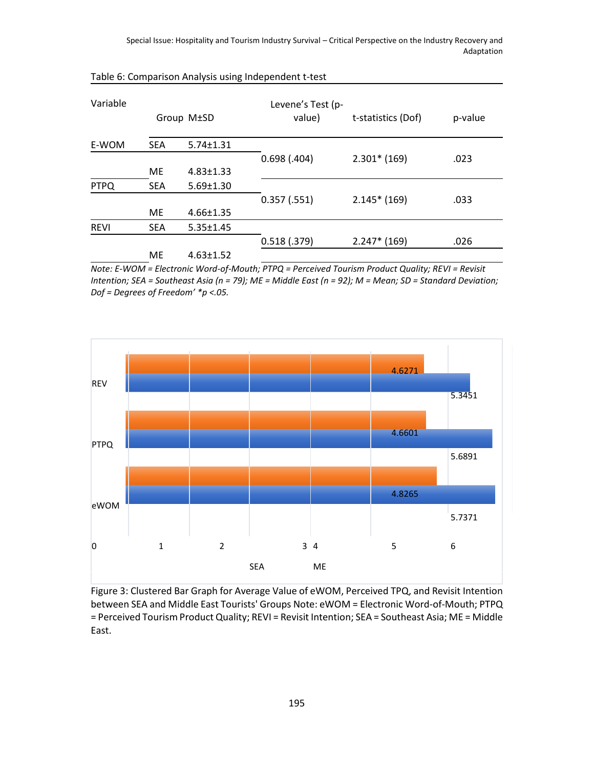Table 6: Comparison Analysis using Independent t-test

| Variable | Group | M±SD | Levene's Test (p-value) | t-statistics (Dof) | p-value |
|---|---|---|---|---|---|
| E-WOM | SEA | 5.74±1.31 | 0.698 (.404) | 2.301* (169) | .023 |
| | ME | 4.83±1.33 | | | |
| PTPQ | SEA | 5.69±1.30 | 0.357 (.551) | 2.145* (169) | .033 |
| | ME | 4.66±1.35 | | | |
| REVI | SEA | 5.35±1.45 | 0.518 (.379) | 2.247* (169) | .026 |
| | ME | 4.63±1.52 | | | |

*Note: E-WOM = Electronic Word-of-Mouth; PTPQ = Perceived Tourism Product Quality; REVI = Revisit Intention; SEA = Southeast Asia (n = 79); ME = Middle East (n = 92); M = Mean; SD = Standard Deviation; Dof = Degrees of Freedom' *p <.05.*

Figure 3: Clustered Bar Graph for Average Value of eWOM, Perceived TPQ, and Revisit Intention between SEA and Middle East Tourists' Groups Note: eWOM = Electronic Word-of-Mouth; PTPQ = Perceived Tourism Product Quality; REVI = Revisit Intention; SEA = Southeast Asia; ME = Middle East.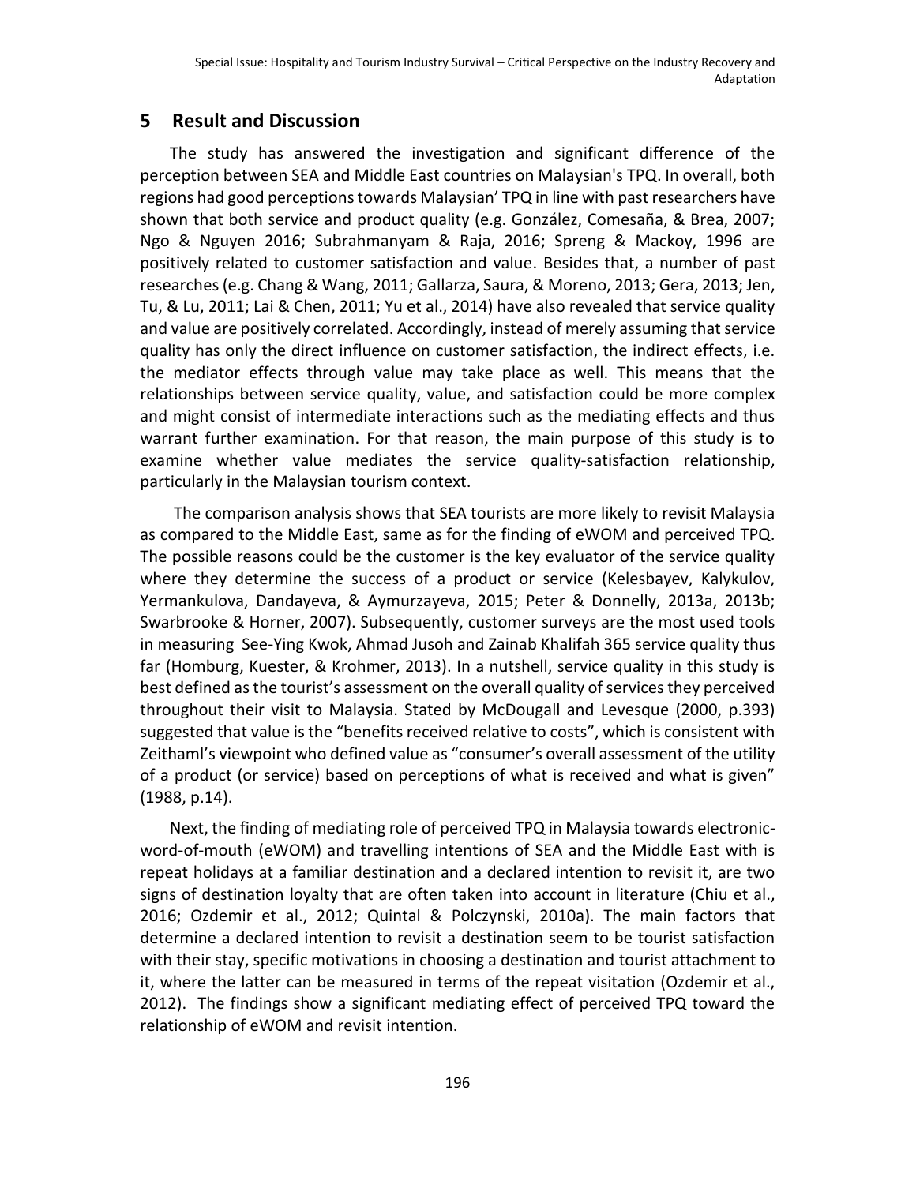## 5 Result and Discussion

The study has answered the investigation and significant difference of the perception between SEA and Middle East countries on Malaysian's TPQ. In overall, both regions had good perceptions towards Malaysian' TPQ in line with past researchers have shown that both service and product quality (e.g. González, Comesaña, & Brea, 2007; Ngo & Nguyen 2016; Subrahmanyam & Raja, 2016; Spreng & Mackoy, 1996 are positively related to customer satisfaction and value. Besides that, a number of past researches (e.g. Chang & Wang, 2011; Gallarza, Saura, & Moreno, 2013; Gera, 2013; Jen, Tu, & Lu, 2011; Lai & Chen, 2011; Yu et al., 2014) have also revealed that service quality and value are positively correlated. Accordingly, instead of merely assuming that service quality has only the direct influence on customer satisfaction, the indirect effects, i.e. the mediator effects through value may take place as well. This means that the relationships between service quality, value, and satisfaction could be more complex and might consist of intermediate interactions such as the mediating effects and thus warrant further examination. For that reason, the main purpose of this study is to examine whether value mediates the service quality-satisfaction relationship, particularly in the Malaysian tourism context.

The comparison analysis shows that SEA tourists are more likely to revisit Malaysia as compared to the Middle East, same as for the finding of eWOM and perceived TPQ. The possible reasons could be the customer is the key evaluator of the service quality where they determine the success of a product or service (Kelesbayev, Kalykulov, Yermankulova, Dandayeva, & Aymurzayeva, 2015; Peter & Donnelly, 2013a, 2013b; Swarbrooke & Horner, 2007). Subsequently, customer surveys are the most used tools in measuring See-Ying Kwok, Ahmad Jusoh and Zainab Khalifah 365 service quality thus far (Homburg, Kuester, & Krohmer, 2013). In a nutshell, service quality in this study is best defined as the tourist's assessment on the overall quality of services they perceived throughout their visit to Malaysia. Stated by McDougall and Levesque (2000, p.393) suggested that value is the "benefits received relative to costs", which is consistent with Zeithaml's viewpoint who defined value as "consumer's overall assessment of the utility of a product (or service) based on perceptions of what is received and what is given" (1988, p.14).

Next, the finding of mediating role of perceived TPQ in Malaysia towards electronic-word-of-mouth (eWOM) and travelling intentions of SEA and the Middle East with is repeat holidays at a familiar destination and a declared intention to revisit it, are two signs of destination loyalty that are often taken into account in literature (Chiu et al., 2016; Ozdemir et al., 2012; Quintal & Polczynski, 2010a). The main factors that determine a declared intention to revisit a destination seem to be tourist satisfaction with their stay, specific motivations in choosing a destination and tourist attachment to it, where the latter can be measured in terms of the repeat visitation (Ozdemir et al., 2012). The findings show a significant mediating effect of perceived TPQ toward the relationship of eWOM and revisit intention.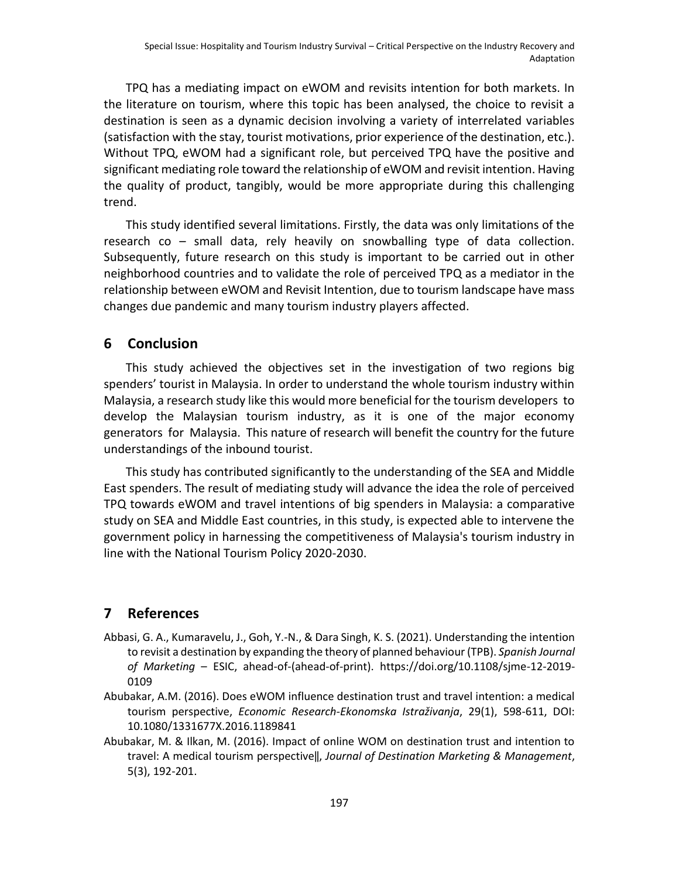TPQ has a mediating impact on eWOM and revisits intention for both markets. In the literature on tourism, where this topic has been analysed, the choice to revisit a destination is seen as a dynamic decision involving a variety of interrelated variables (satisfaction with the stay, tourist motivations, prior experience of the destination, etc.). Without TPQ, eWOM had a significant role, but perceived TPQ have the positive and significant mediating role toward the relationship of eWOM and revisit intention. Having the quality of product, tangibly, would be more appropriate during this challenging trend.

This study identified several limitations. Firstly, the data was only limitations of the research co – small data, rely heavily on snowballing type of data collection. Subsequently, future research on this study is important to be carried out in other neighborhood countries and to validate the role of perceived TPQ as a mediator in the relationship between eWOM and Revisit Intention, due to tourism landscape have mass changes due pandemic and many tourism industry players affected.

## 6 Conclusion

This study achieved the objectives set in the investigation of two regions big spenders' tourist in Malaysia. In order to understand the whole tourism industry within Malaysia, a research study like this would more beneficial for the tourism developers to develop the Malaysian tourism industry, as it is one of the major economy generators for Malaysia. This nature of research will benefit the country for the future understandings of the inbound tourist.

This study has contributed significantly to the understanding of the SEA and Middle East spenders. The result of mediating study will advance the idea the role of perceived TPQ towards eWOM and travel intentions of big spenders in Malaysia: a comparative study on SEA and Middle East countries, in this study, is expected able to intervene the government policy in harnessing the competitiveness of Malaysia's tourism industry in line with the National Tourism Policy 2020-2030.

## 7 References

Abbasi, G. A., Kumaravelu, J., Goh, Y.-N., & Dara Singh, K. S. (2021). Understanding the intention to revisit a destination by expanding the theory of planned behaviour (TPB). *Spanish Journal of Marketing* – ESIC, ahead-of-(ahead-of-print). https://doi.org/10.1108/sjme-12-2019-0109

Abubakar, A.M. (2016). Does eWOM influence destination trust and travel intention: a medical tourism perspective, *Economic Research-Ekonomska Istraživanja*, 29(1), 598-611, DOI: 10.1080/1331677X.2016.1189841

Abubakar, M. & Ilkan, M. (2016). Impact of online WOM on destination trust and intention to travel: A medical tourism perspective‖, *Journal of Destination Marketing & Management*, 5(3), 192-201.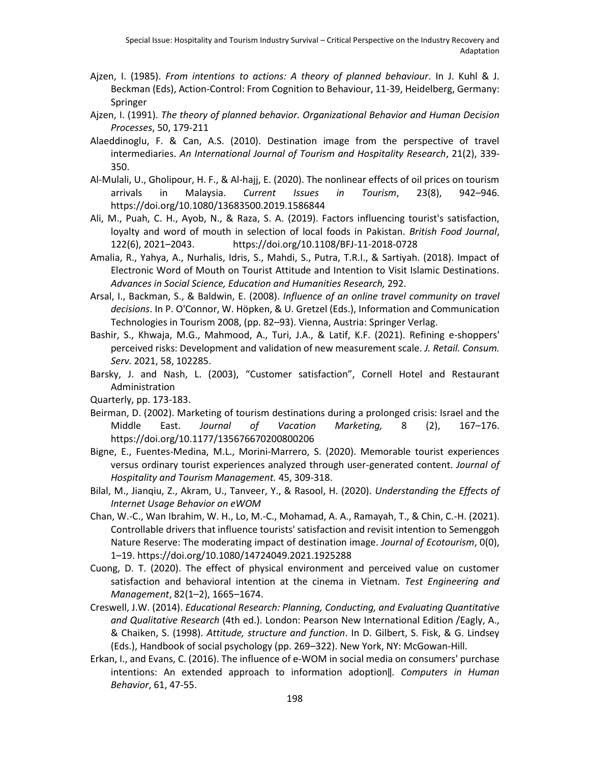Ajzen, I. (1985). *From intentions to actions: A theory of planned behaviour*. In J. Kuhl & J. Beckman (Eds), Action-Control: From Cognition to Behaviour, 11-39, Heidelberg, Germany: Springer

Ajzen, I. (1991). *The theory of planned behavior. Organizational Behavior and Human Decision Processes*, 50, 179-211

Alaeddinoglu, F. & Can, A.S. (2010). Destination image from the perspective of travel intermediaries. *An International Journal of Tourism and Hospitality Research*, 21(2), 339-350.

Al-Mulali, U., Gholipour, H. F., & Al-hajj, E. (2020). The nonlinear effects of oil prices on tourism arrivals in Malaysia. *Current Issues in Tourism*, 23(8), 942–946. https://doi.org/10.1080/13683500.2019.1586844

Ali, M., Puah, C. H., Ayob, N., & Raza, S. A. (2019). Factors influencing tourist's satisfaction, loyalty and word of mouth in selection of local foods in Pakistan. *British Food Journal*, 122(6), 2021–2043. https://doi.org/10.1108/BFJ-11-2018-0728

Amalia, R., Yahya, A., Nurhalis, Idris, S., Mahdi, S., Putra, T.R.I., & Sartiyah. (2018). Impact of Electronic Word of Mouth on Tourist Attitude and Intention to Visit Islamic Destinations. *Advances in Social Science, Education and Humanities Research,* 292.

Arsal, I., Backman, S., & Baldwin, E. (2008). *Influence of an online travel community on travel decisions*. In P. O'Connor, W. Höpken, & U. Gretzel (Eds.), Information and Communication Technologies in Tourism 2008, (pp. 82–93). Vienna, Austria: Springer Verlag.

Bashir, S., Khwaja, M.G., Mahmood, A., Turi, J.A., & Latif, K.F. (2021). Refining e-shoppers' perceived risks: Development and validation of new measurement scale. *J. Retail. Consum. Serv.* 2021, 58, 102285.

Barsky, J. and Nash, L. (2003), "Customer satisfaction", Cornell Hotel and Restaurant Administration

Quarterly, pp. 173-183.

Beirman, D. (2002). Marketing of tourism destinations during a prolonged crisis: Israel and the Middle East. *Journal of Vacation Marketing,* 8 (2), 167–176. https://doi.org/10.1177/135676670200800206

Bigne, E., Fuentes-Medina, M.L., Morini-Marrero, S. (2020). Memorable tourist experiences versus ordinary tourist experiences analyzed through user-generated content. *Journal of Hospitality and Tourism Management.* 45, 309-318.

Bilal, M., Jianqiu, Z., Akram, U., Tanveer, Y., & Rasool, H. (2020). *Understanding the Effects of Internet Usage Behavior on eWOM*

Chan, W.-C., Wan Ibrahim, W. H., Lo, M.-C., Mohamad, A. A., Ramayah, T., & Chin, C.-H. (2021). Controllable drivers that influence tourists' satisfaction and revisit intention to Semenggoh Nature Reserve: The moderating impact of destination image. *Journal of Ecotourism*, 0(0), 1–19. https://doi.org/10.1080/14724049.2021.1925288

Cuong, D. T. (2020). The effect of physical environment and perceived value on customer satisfaction and behavioral intention at the cinema in Vietnam. *Test Engineering and Management*, 82(1–2), 1665–1674.

Creswell, J.W. (2014). *Educational Research: Planning, Conducting, and Evaluating Quantitative and Qualitative Research* (4th ed.). London: Pearson New International Edition /Eagly, A., & Chaiken, S. (1998). *Attitude, structure and function*. In D. Gilbert, S. Fisk, & G. Lindsey (Eds.), Handbook of social psychology (pp. 269–322). New York, NY: McGowan-Hill.

Erkan, I., and Evans, C. (2016). The influence of e-WOM in social media on consumers' purchase intentions: An extended approach to information adoption‖. *Computers in Human Behavior*, 61, 47-55.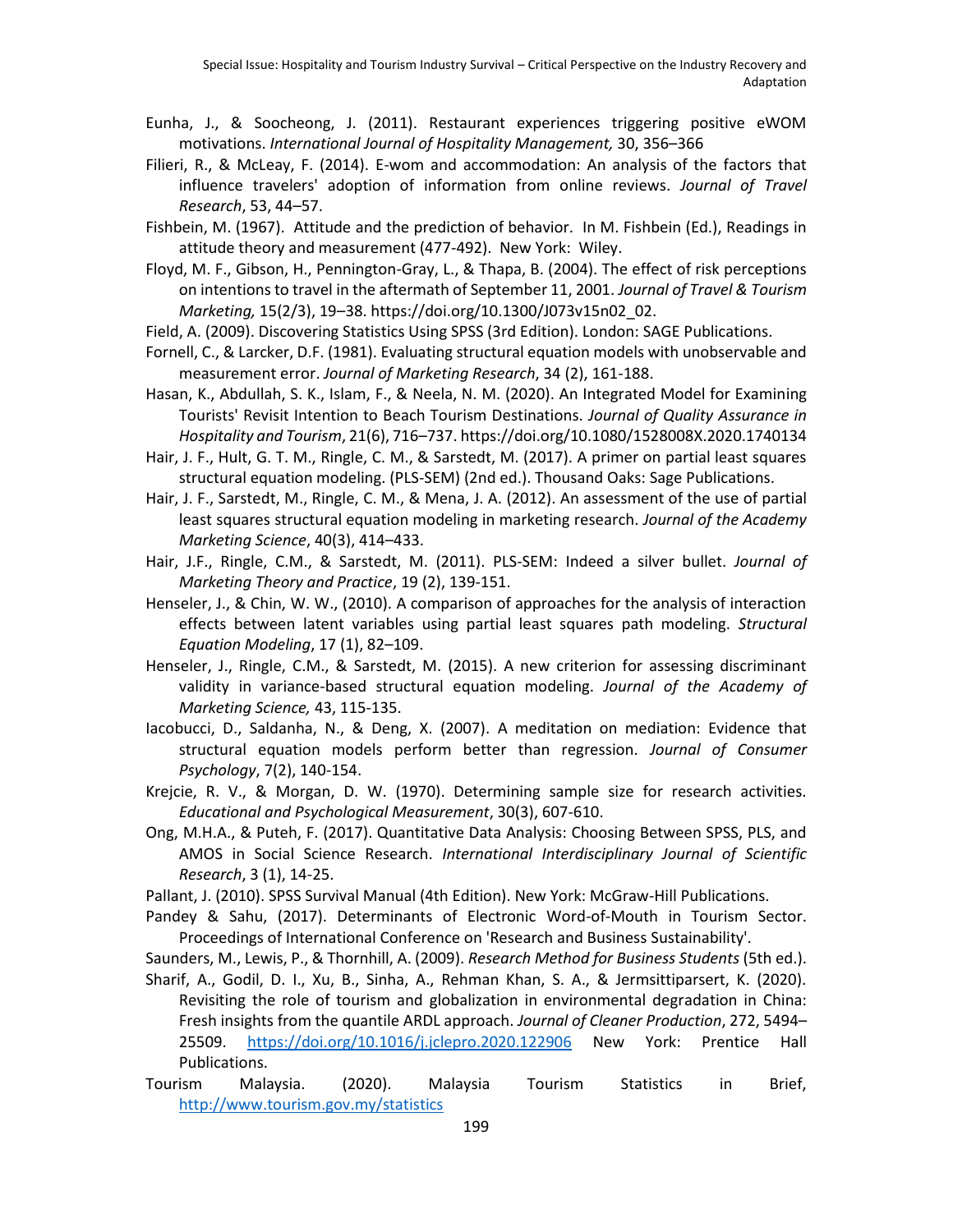Eunha, J., & Soocheong, J. (2011). Restaurant experiences triggering positive eWOM motivations. *International Journal of Hospitality Management,* 30, 356–366

Filieri, R., & McLeay, F. (2014). E-wom and accommodation: An analysis of the factors that influence travelers' adoption of information from online reviews. *Journal of Travel Research*, 53, 44–57.

Fishbein, M. (1967). Attitude and the prediction of behavior. In M. Fishbein (Ed.), Readings in attitude theory and measurement (477-492). New York: Wiley.

Floyd, M. F., Gibson, H., Pennington-Gray, L., & Thapa, B. (2004). The effect of risk perceptions on intentions to travel in the aftermath of September 11, 2001. *Journal of Travel & Tourism Marketing,* 15(2/3), 19–38. https://doi.org/10.1300/J073v15n02_02.

Field, A. (2009). Discovering Statistics Using SPSS (3rd Edition). London: SAGE Publications.

Fornell, C., & Larcker, D.F. (1981). Evaluating structural equation models with unobservable and measurement error. *Journal of Marketing Research*, 34 (2), 161-188.

Hasan, K., Abdullah, S. K., Islam, F., & Neela, N. M. (2020). An Integrated Model for Examining Tourists' Revisit Intention to Beach Tourism Destinations. *Journal of Quality Assurance in Hospitality and Tourism*, 21(6), 716–737. https://doi.org/10.1080/1528008X.2020.1740134

Hair, J. F., Hult, G. T. M., Ringle, C. M., & Sarstedt, M. (2017). A primer on partial least squares structural equation modeling. (PLS-SEM) (2nd ed.). Thousand Oaks: Sage Publications.

Hair, J. F., Sarstedt, M., Ringle, C. M., & Mena, J. A. (2012). An assessment of the use of partial least squares structural equation modeling in marketing research. *Journal of the Academy Marketing Science*, 40(3), 414–433.

Hair, J.F., Ringle, C.M., & Sarstedt, M. (2011). PLS-SEM: Indeed a silver bullet. *Journal of Marketing Theory and Practice*, 19 (2), 139-151.

Henseler, J., & Chin, W. W., (2010). A comparison of approaches for the analysis of interaction effects between latent variables using partial least squares path modeling. *Structural Equation Modeling*, 17 (1), 82–109.

Henseler, J., Ringle, C.M., & Sarstedt, M. (2015). A new criterion for assessing discriminant validity in variance-based structural equation modeling. *Journal of the Academy of Marketing Science,* 43, 115-135.

Iacobucci, D., Saldanha, N., & Deng, X. (2007). A meditation on mediation: Evidence that structural equation models perform better than regression. *Journal of Consumer Psychology*, 7(2), 140-154.

Krejcie, R. V., & Morgan, D. W. (1970). Determining sample size for research activities. *Educational and Psychological Measurement*, 30(3), 607-610.

Ong, M.H.A., & Puteh, F. (2017). Quantitative Data Analysis: Choosing Between SPSS, PLS, and AMOS in Social Science Research. *International Interdisciplinary Journal of Scientific Research*, 3 (1), 14-25.

Pallant, J. (2010). SPSS Survival Manual (4th Edition). New York: McGraw-Hill Publications.

Pandey & Sahu, (2017). Determinants of Electronic Word-of-Mouth in Tourism Sector. Proceedings of International Conference on 'Research and Business Sustainability'.

Saunders, M., Lewis, P., & Thornhill, A. (2009). *Research Method for Business Students* (5th ed.).

Sharif, A., Godil, D. I., Xu, B., Sinha, A., Rehman Khan, S. A., & Jermsittiparsert, K. (2020). Revisiting the role of tourism and globalization in environmental degradation in China: Fresh insights from the quantile ARDL approach. *Journal of Cleaner Production*, 272, 5494–25509. https://doi.org/10.1016/j.jclepro.2020.122906 New York: Prentice Hall Publications.

Tourism Malaysia. (2020). Malaysia Tourism Statistics in Brief, http://www.tourism.gov.my/statistics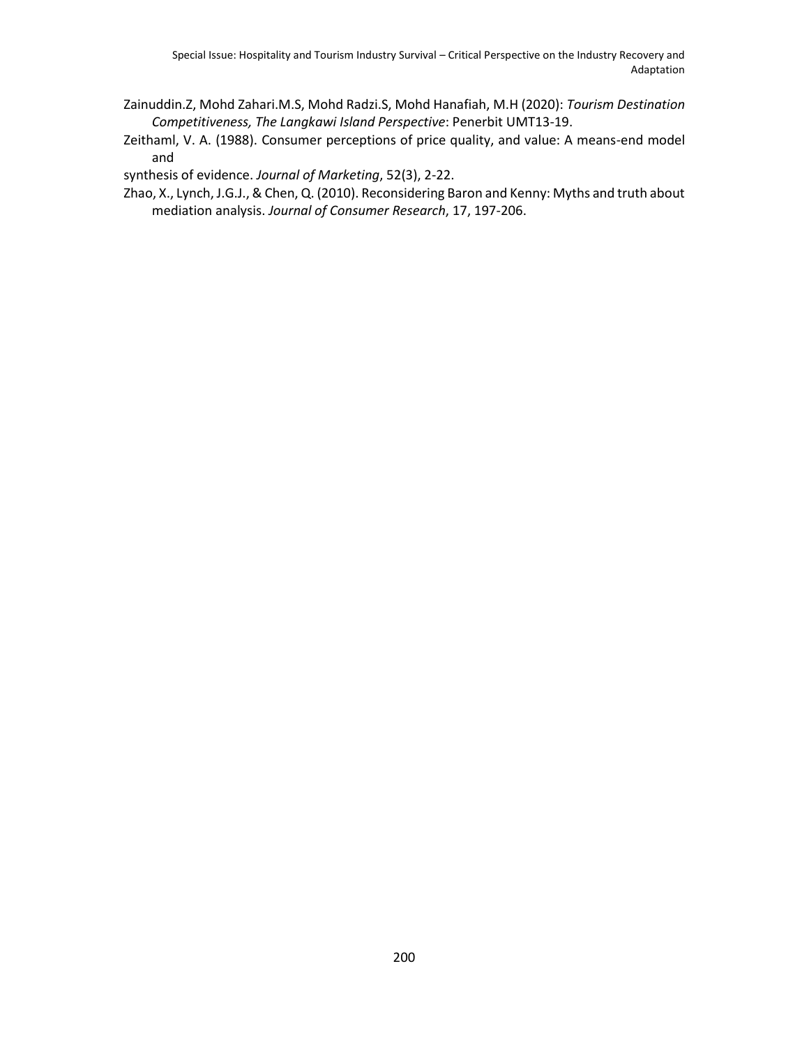Zainuddin.Z, Mohd Zahari.M.S, Mohd Radzi.S, Mohd Hanafiah, M.H (2020): *Tourism Destination Competitiveness, The Langkawi Island Perspective*: Penerbit UMT13-19.

Zeithaml, V. A. (1988). Consumer perceptions of price quality, and value: A means-end model and

synthesis of evidence. *Journal of Marketing*, 52(3), 2-22.

Zhao, X., Lynch, J.G.J., & Chen, Q. (2010). Reconsidering Baron and Kenny: Myths and truth about mediation analysis. *Journal of Consumer Research*, 17, 197-206.